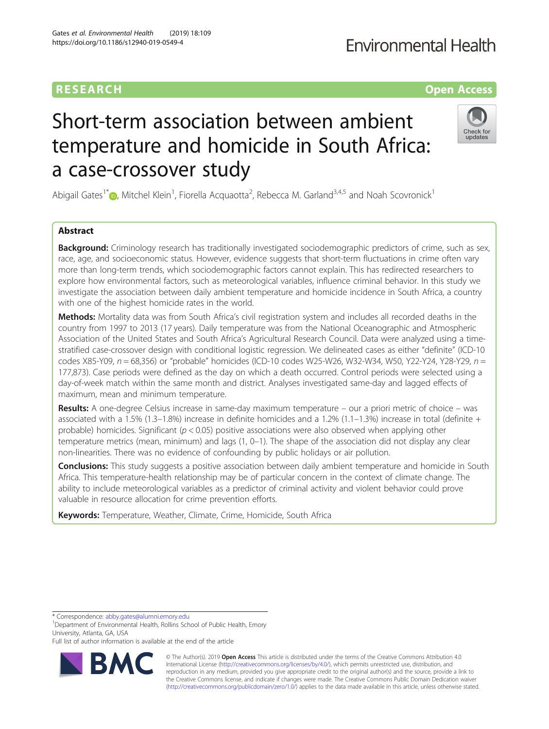RESEARCH Open Access

# Short-term association between ambient temperature and homicide in South Africa: a case-crossover study

Abigail Gates[1*], Mitchel Klein[1], Fiorella Acquaotta[2], Rebecca M. Garland[3,4,5] and Noah Scovronick[1]

## Abstract

**Background:** Criminology research has traditionally investigated sociodemographic predictors of crime, such as sex, race, age, and socioeconomic status. However, evidence suggests that short-term fluctuations in crime often vary more than long-term trends, which sociodemographic factors cannot explain. This has redirected researchers to explore how environmental factors, such as meteorological variables, influence criminal behavior. In this study we investigate the association between daily ambient temperature and homicide incidence in South Africa, a country with one of the highest homicide rates in the world.

**Methods:** Mortality data was from South Africa's civil registration system and includes all recorded deaths in the country from 1997 to 2013 (17 years). Daily temperature was from the National Oceanographic and Atmospheric Association of the United States and South Africa's Agricultural Research Council. Data were analyzed using a time-stratified case-crossover design with conditional logistic regression. We delineated cases as either "definite" (ICD-10 codes X85-Y09, $n = 68{,}356$) or "probable" homicides (ICD-10 codes W25-W26, W32-W34, W50, Y22-Y24, Y28-Y29, $n = 177{,}873$). Case periods were defined as the day on which a death occurred. Control periods were selected using a day-of-week match within the same month and district. Analyses investigated same-day and lagged effects of maximum, mean and minimum temperature.

**Results:** A one-degree Celsius increase in same-day maximum temperature – our a priori metric of choice – was associated with a 1.5% (1.3–1.8%) increase in definite homicides and a 1.2% (1.1–1.3%) increase in total (definite + probable) homicides. Significant ($p < 0.05$) positive associations were also observed when applying other temperature metrics (mean, minimum) and lags (1, 0–1). The shape of the association did not display any clear non-linearities. There was no evidence of confounding by public holidays or air pollution.

**Conclusions:** This study suggests a positive association between daily ambient temperature and homicide in South Africa. This temperature-health relationship may be of particular concern in the context of climate change. The ability to include meteorological variables as a predictor of criminal activity and violent behavior could prove valuable in resource allocation for crime prevention efforts.

**Keywords:** Temperature, Weather, Climate, Crime, Homicide, South Africa

* Correspondence: abby.gates@alumni.emory.edu
[1]Department of Environmental Health, Rollins School of Public Health, Emory University, Atlanta, GA, USA
Full list of author information is available at the end of the article

© The Author(s). 2019 **Open Access** This article is distributed under the terms of the Creative Commons Attribution 4.0 International License (http://creativecommons.org/licenses/by/4.0/), which permits unrestricted use, distribution, and reproduction in any medium, provided you give appropriate credit to the original author(s) and the source, provide a link to the Creative Commons license, and indicate if changes were made. The Creative Commons Public Domain Dedication waiver (http://creativecommons.org/publicdomain/zero/1.0/) applies to the data made available in this article, unless otherwise stated.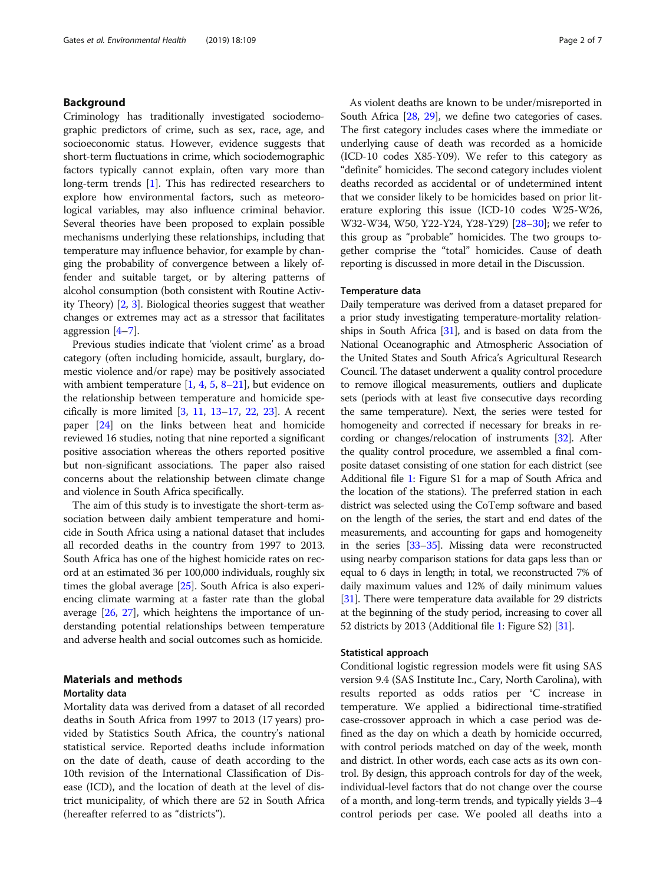## Background

Criminology has traditionally investigated sociodemographic predictors of crime, such as sex, race, age, and socioeconomic status. However, evidence suggests that short-term fluctuations in crime, which sociodemographic factors typically cannot explain, often vary more than long-term trends [1]. This has redirected researchers to explore how environmental factors, such as meteorological variables, may also influence criminal behavior. Several theories have been proposed to explain possible mechanisms underlying these relationships, including that temperature may influence behavior, for example by changing the probability of convergence between a likely offender and suitable target, or by altering patterns of alcohol consumption (both consistent with Routine Activity Theory) [2, 3]. Biological theories suggest that weather changes or extremes may act as a stressor that facilitates aggression [4–7].

Previous studies indicate that 'violent crime' as a broad category (often including homicide, assault, burglary, domestic violence and/or rape) may be positively associated with ambient temperature [1, 4, 5, 8–21], but evidence on the relationship between temperature and homicide specifically is more limited [3, 11, 13–17, 22, 23]. A recent paper [24] on the links between heat and homicide reviewed 16 studies, noting that nine reported a significant positive association whereas the others reported positive but non-significant associations. The paper also raised concerns about the relationship between climate change and violence in South Africa specifically.

The aim of this study is to investigate the short-term association between daily ambient temperature and homicide in South Africa using a national dataset that includes all recorded deaths in the country from 1997 to 2013. South Africa has one of the highest homicide rates on record at an estimated 36 per 100,000 individuals, roughly six times the global average [25]. South Africa is also experiencing climate warming at a faster rate than the global average [26, 27], which heightens the importance of understanding potential relationships between temperature and adverse health and social outcomes such as homicide.

## Materials and methods

### Mortality data

Mortality data was derived from a dataset of all recorded deaths in South Africa from 1997 to 2013 (17 years) provided by Statistics South Africa, the country's national statistical service. Reported deaths include information on the date of death, cause of death according to the 10th revision of the International Classification of Disease (ICD), and the location of death at the level of district municipality, of which there are 52 in South Africa (hereafter referred to as "districts").

As violent deaths are known to be under/misreported in South Africa [28, 29], we define two categories of cases. The first category includes cases where the immediate or underlying cause of death was recorded as a homicide (ICD-10 codes X85-Y09). We refer to this category as "definite" homicides. The second category includes violent deaths recorded as accidental or of undetermined intent that we consider likely to be homicides based on prior literature exploring this issue (ICD-10 codes W25-W26, W32-W34, W50, Y22-Y24, Y28-Y29) [28–30]; we refer to this group as "probable" homicides. The two groups together comprise the "total" homicides. Cause of death reporting is discussed in more detail in the Discussion.

### Temperature data

Daily temperature was derived from a dataset prepared for a prior study investigating temperature-mortality relationships in South Africa [31], and is based on data from the National Oceanographic and Atmospheric Association of the United States and South Africa's Agricultural Research Council. The dataset underwent a quality control procedure to remove illogical measurements, outliers and duplicate sets (periods with at least five consecutive days recording the same temperature). Next, the series were tested for homogeneity and corrected if necessary for breaks in recording or changes/relocation of instruments [32]. After the quality control procedure, we assembled a final composite dataset consisting of one station for each district (see Additional file 1: Figure S1 for a map of South Africa and the location of the stations). The preferred station in each district was selected using the CoTemp software and based on the length of the series, the start and end dates of the measurements, and accounting for gaps and homogeneity in the series [33–35]. Missing data were reconstructed using nearby comparison stations for data gaps less than or equal to 6 days in length; in total, we reconstructed 7% of daily maximum values and 12% of daily minimum values [31]. There were temperature data available for 29 districts at the beginning of the study period, increasing to cover all 52 districts by 2013 (Additional file 1: Figure S2) [31].

### Statistical approach

Conditional logistic regression models were fit using SAS version 9.4 (SAS Institute Inc., Cary, North Carolina), with results reported as odds ratios per °C increase in temperature. We applied a bidirectional time-stratified case-crossover approach in which a case period was defined as the day on which a death by homicide occurred, with control periods matched on day of the week, month and district. In other words, each case acts as its own control. By design, this approach controls for day of the week, individual-level factors that do not change over the course of a month, and long-term trends, and typically yields 3–4 control periods per case. We pooled all deaths into a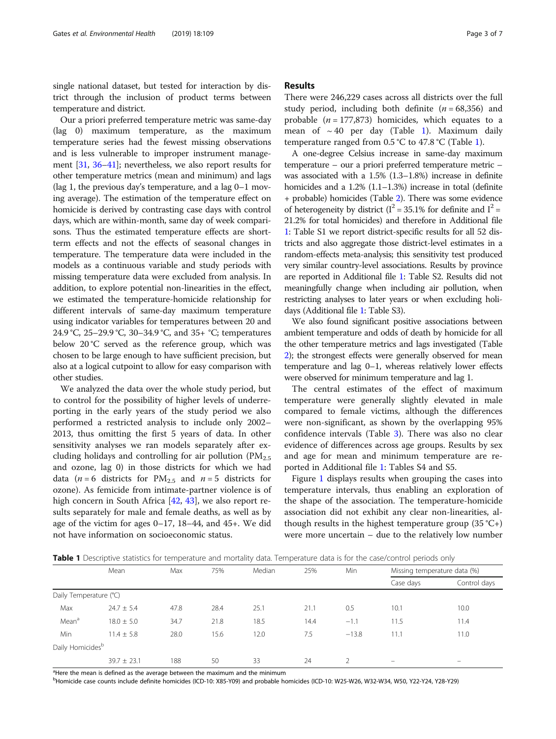single national dataset, but tested for interaction by district through the inclusion of product terms between temperature and district.

Our a priori preferred temperature metric was same-day (lag 0) maximum temperature, as the maximum temperature series had the fewest missing observations and is less vulnerable to improper instrument management [31, 36–41]; nevertheless, we also report results for other temperature metrics (mean and minimum) and lags (lag 1, the previous day's temperature, and a lag 0–1 moving average). The estimation of the temperature effect on homicide is derived by contrasting case days with control days, which are within-month, same day of week comparisons. Thus the estimated temperature effects are short-term effects and not the effects of seasonal changes in temperature. The temperature data were included in the models as a continuous variable and study periods with missing temperature data were excluded from analysis. In addition, to explore potential non-linearities in the effect, we estimated the temperature-homicide relationship for different intervals of same-day maximum temperature using indicator variables for temperatures between 20 and 24.9 °C, 25–29.9 °C, 30–34.9 °C, and 35+ °C; temperatures below 20 °C served as the reference group, which was chosen to be large enough to have sufficient precision, but also at a logical cutpoint to allow for easy comparison with other studies.

We analyzed the data over the whole study period, but to control for the possibility of higher levels of underreporting in the early years of the study period we also performed a restricted analysis to include only 2002–2013, thus omitting the first 5 years of data. In other sensitivity analyses we ran models separately after excluding holidays and controlling for air pollution ($PM_{2.5}$ and ozone, lag 0) in those districts for which we had data ($n = 6$ districts for $PM_{2.5}$ and $n = 5$ districts for ozone). As femicide from intimate-partner violence is of high concern in South Africa [42, 43], we also report results separately for male and female deaths, as well as by age of the victim for ages 0–17, 18–44, and 45+. We did not have information on socioeconomic status.

## Results

There were 246,229 cases across all districts over the full study period, including both definite ($n = 68{,}356$) and probable ($n = 177{,}873$) homicides, which equates to a mean of ~40 per day (Table 1). Maximum daily temperature ranged from 0.5 °C to 47.8 °C (Table 1).

A one-degree Celsius increase in same-day maximum temperature – our a priori preferred temperature metric – was associated with a 1.5% (1.3–1.8%) increase in definite homicides and a 1.2% (1.1–1.3%) increase in total (definite + probable) homicides (Table 2). There was some evidence of heterogeneity by district ($I^2 = 35.1\%$ for definite and $I^2 = 21.2\%$ for total homicides) and therefore in Additional file 1: Table S1 we report district-specific results for all 52 districts and also aggregate those district-level estimates in a random-effects meta-analysis; this sensitivity test produced very similar country-level associations. Results by province are reported in Additional file 1: Table S2. Results did not meaningfully change when including air pollution, when restricting analyses to later years or when excluding holidays (Additional file 1: Table S3).

We also found significant positive associations between ambient temperature and odds of death by homicide for all the other temperature metrics and lags investigated (Table 2); the strongest effects were generally observed for mean temperature and lag 0–1, whereas relatively lower effects were observed for minimum temperature and lag 1.

The central estimates of the effect of maximum temperature were generally slightly elevated in male compared to female victims, although the differences were non-significant, as shown by the overlapping 95% confidence intervals (Table 3). There was also no clear evidence of differences across age groups. Results by sex and age for mean and minimum temperature are reported in Additional file 1: Tables S4 and S5.

Figure 1 displays results when grouping the cases into temperature intervals, thus enabling an exploration of the shape of the association. The temperature-homicide association did not exhibit any clear non-linearities, although results in the highest temperature group (35 °C+) were more uncertain – due to the relatively low number

**Table 1** Descriptive statistics for temperature and mortality data. Temperature data is for the case/control periods only

| | Mean | Max | 75% | Median | 25% | Min | Missing temperature data (%) | |
|---|---|---|---|---|---|---|---|---|
| | | | | | | | Case days | Control days |
| Daily Temperature (°C) | | | | | | | | |
| Max | 24.7 ± 5.4 | 47.8 | 28.4 | 25.1 | 21.1 | 0.5 | 10.1 | 10.0 |
| Mean[a] | 18.0 ± 5.0 | 34.7 | 21.8 | 18.5 | 14.4 | −1.1 | 11.5 | 11.4 |
| Min | 11.4 ± 5.8 | 28.0 | 15.6 | 12.0 | 7.5 | −13.8 | 11.1 | 11.0 |
| Daily Homicides[b] | | | | | | | | |
| | 39.7 ± 23.1 | 188 | 50 | 33 | 24 | 2 | – | – |

[a]Here the mean is defined as the average between the maximum and the minimum

[b]Homicide case counts include definite homicides (ICD-10: X85-Y09) and probable homicides (ICD-10: W25-W26, W32-W34, W50, Y22-Y24, Y28-Y29)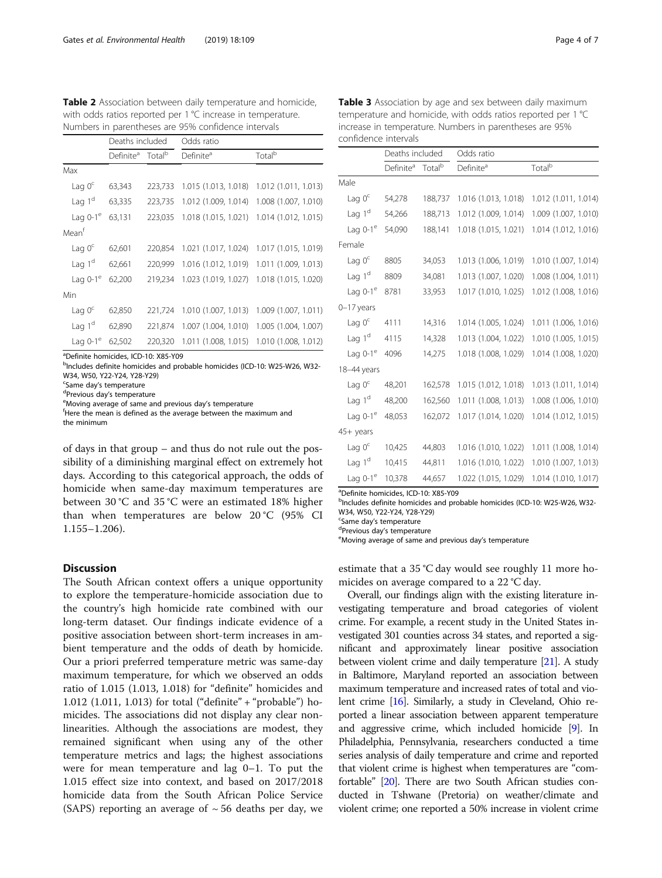**Table 2** Association between daily temperature and homicide, with odds ratios reported per 1 °C increase in temperature. Numbers in parentheses are 95% confidence intervals

| | Deaths included | | Odds ratio | |
|---|---|---|---|---|
| | Definite[a] | Total[b] | Definite[a] | Total[b] |
| Max | | | | |
| Lag 0[c] | 63,343 | 223,733 | 1.015 (1.013, 1.018) | 1.012 (1.011, 1.013) |
| Lag 1[d] | 63,335 | 223,735 | 1.012 (1.009, 1.014) | 1.008 (1.007, 1.010) |
| Lag 0-1[e] | 63,131 | 223,035 | 1.018 (1.015, 1.021) | 1.014 (1.012, 1.015) |
| Mean[f] | | | | |
| Lag 0[c] | 62,601 | 220,854 | 1.021 (1.017, 1.024) | 1.017 (1.015, 1.019) |
| Lag 1[d] | 62,661 | 220,999 | 1.016 (1.012, 1.019) | 1.011 (1.009, 1.013) |
| Lag 0-1[e] | 62,200 | 219,234 | 1.023 (1.019, 1.027) | 1.018 (1.015, 1.020) |
| Min | | | | |
| Lag 0[c] | 62,850 | 221,724 | 1.010 (1.007, 1.013) | 1.009 (1.007, 1.011) |
| Lag 1[d] | 62,890 | 221,874 | 1.007 (1.004, 1.010) | 1.005 (1.004, 1.007) |
| Lag 0-1[e] | 62,502 | 220,320 | 1.011 (1.008, 1.015) | 1.010 (1.008, 1.012) |

[a]Definite homicides, ICD-10: X85-Y09
[b]Includes definite homicides and probable homicides (ICD-10: W25-W26, W32-W34, W50, Y22-Y24, Y28-Y29)
[c]Same day's temperature
[d]Previous day's temperature
[e]Moving average of same and previous day's temperature
[f]Here the mean is defined as the average between the maximum and the minimum

of days in that group – and thus do not rule out the possibility of a diminishing marginal effect on extremely hot days. According to this categorical approach, the odds of homicide when same-day maximum temperatures are between 30 °C and 35 °C were an estimated 18% higher than when temperatures are below 20 °C (95% CI 1.155–1.206).

## Discussion

The South African context offers a unique opportunity to explore the temperature-homicide association due to the country's high homicide rate combined with our long-term dataset. Our findings indicate evidence of a positive association between short-term increases in ambient temperature and the odds of death by homicide. Our a priori preferred temperature metric was same-day maximum temperature, for which we observed an odds ratio of 1.015 (1.013, 1.018) for "definite" homicides and 1.012 (1.011, 1.013) for total ("definite" + "probable") homicides. The associations did not display any clear nonlinearities. Although the associations are modest, they remained significant when using any of the other temperature metrics and lags; the highest associations were for mean temperature and lag 0–1. To put the 1.015 effect size into context, and based on 2017/2018 homicide data from the South African Police Service (SAPS) reporting an average of ~ 56 deaths per day, we estimate that a 35 °C day would see roughly 11 more homicides on average compared to a 22 °C day.

**Table 3** Association by age and sex between daily maximum temperature and homicide, with odds ratios reported per 1 °C increase in temperature. Numbers in parentheses are 95% confidence intervals

| | Deaths included | | Odds ratio | |
|---|---|---|---|---|
| | Definite[a] | Total[b] | Definite[a] | Total[b] |
| Male | | | | |
| Lag 0[c] | 54,278 | 188,737 | 1.016 (1.013, 1.018) | 1.012 (1.011, 1.014) |
| Lag 1[d] | 54,266 | 188,713 | 1.012 (1.009, 1.014) | 1.009 (1.007, 1.010) |
| Lag 0-1[e] | 54,090 | 188,141 | 1.018 (1.015, 1.021) | 1.014 (1.012, 1.016) |
| Female | | | | |
| Lag 0[c] | 8805 | 34,053 | 1.013 (1.006, 1.019) | 1.010 (1.007, 1.014) |
| Lag 1[d] | 8809 | 34,081 | 1.013 (1.007, 1.020) | 1.008 (1.004, 1.011) |
| Lag 0-1[e] | 8781 | 33,953 | 1.017 (1.010, 1.025) | 1.012 (1.008, 1.016) |
| 0–17 years | | | | |
| Lag 0[c] | 4111 | 14,316 | 1.014 (1.005, 1.024) | 1.011 (1.006, 1.016) |
| Lag 1[d] | 4115 | 14,328 | 1.013 (1.004, 1.022) | 1.010 (1.005, 1.015) |
| Lag 0-1[e] | 4096 | 14,275 | 1.018 (1.008, 1.029) | 1.014 (1.008, 1.020) |
| 18–44 years | | | | |
| Lag 0[c] | 48,201 | 162,578 | 1.015 (1.012, 1.018) | 1.013 (1.011, 1.014) |
| Lag 1[d] | 48,200 | 162,560 | 1.011 (1.008, 1.013) | 1.008 (1.006, 1.010) |
| Lag 0-1[e] | 48,053 | 162,072 | 1.017 (1.014, 1.020) | 1.014 (1.012, 1.015) |
| 45+ years | | | | |
| Lag 0[c] | 10,425 | 44,803 | 1.016 (1.010, 1.022) | 1.011 (1.008, 1.014) |
| Lag 1[d] | 10,415 | 44,811 | 1.016 (1.010, 1.022) | 1.010 (1.007, 1.013) |
| Lag 0-1[e] | 10,378 | 44,657 | 1.022 (1.015, 1.029) | 1.014 (1.010, 1.017) |

[a]Definite homicides, ICD-10: X85-Y09
[b]Includes definite homicides and probable homicides (ICD-10: W25-W26, W32-W34, W50, Y22-Y24, Y28-Y29)
[c]Same day's temperature
[d]Previous day's temperature
[e]Moving average of same and previous day's temperature

Overall, our findings align with the existing literature investigating temperature and broad categories of violent crime. For example, a recent study in the United States investigated 301 counties across 34 states, and reported a significant and approximately linear positive association between violent crime and daily temperature [21]. A study in Baltimore, Maryland reported an association between maximum temperature and increased rates of total and violent crime [16]. Similarly, a study in Cleveland, Ohio reported a linear association between apparent temperature and aggressive crime, which included homicide [9]. In Philadelphia, Pennsylvania, researchers conducted a time series analysis of daily temperature and crime and reported that violent crime is highest when temperatures are "comfortable" [20]. There are two South African studies conducted in Tshwane (Pretoria) on weather/climate and violent crime; one reported a 50% increase in violent crime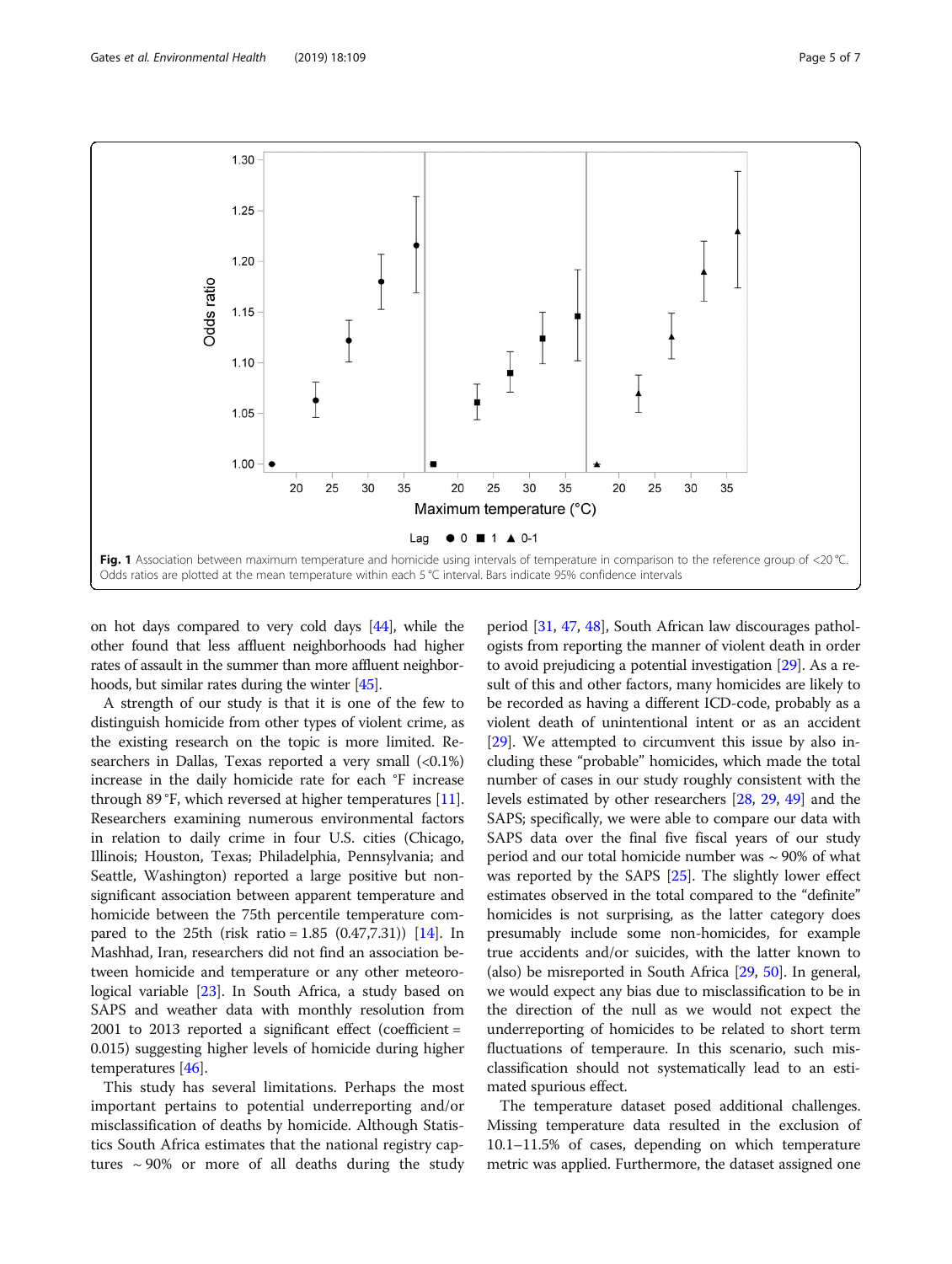Fig. 1 Association between maximum temperature and homicide using intervals of temperature in comparison to the reference group of <20 °C. Odds ratios are plotted at the mean temperature within each 5 °C interval. Bars indicate 95% confidence intervals

on hot days compared to very cold days [44], while the other found that less affluent neighborhoods had higher rates of assault in the summer than more affluent neighborhoods, but similar rates during the winter [45].

A strength of our study is that it is one of the few to distinguish homicide from other types of violent crime, as the existing research on the topic is more limited. Researchers in Dallas, Texas reported a very small (<0.1%) increase in the daily homicide rate for each °F increase through 89 °F, which reversed at higher temperatures [11]. Researchers examining numerous environmental factors in relation to daily crime in four U.S. cities (Chicago, Illinois; Houston, Texas; Philadelphia, Pennsylvania; and Seattle, Washington) reported a large positive but non-significant association between apparent temperature and homicide between the 75th percentile temperature compared to the 25th (risk ratio = 1.85 (0.47,7.31)) [14]. In Mashhad, Iran, researchers did not find an association between homicide and temperature or any other meteorological variable [23]. In South Africa, a study based on SAPS and weather data with monthly resolution from 2001 to 2013 reported a significant effect (coefficient = 0.015) suggesting higher levels of homicide during higher temperatures [46].

This study has several limitations. Perhaps the most important pertains to potential underreporting and/or misclassification of deaths by homicide. Although Statistics South Africa estimates that the national registry captures ~ 90% or more of all deaths during the study period [31, 47, 48], South African law discourages pathologists from reporting the manner of violent death in order to avoid prejudicing a potential investigation [29]. As a result of this and other factors, many homicides are likely to be recorded as having a different ICD-code, probably as a violent death of unintentional intent or as an accident [29]. We attempted to circumvent this issue by also including these "probable" homicides, which made the total number of cases in our study roughly consistent with the levels estimated by other researchers [28, 29, 49] and the SAPS; specifically, we were able to compare our data with SAPS data over the final five fiscal years of our study period and our total homicide number was ~ 90% of what was reported by the SAPS [25]. The slightly lower effect estimates observed in the total compared to the "definite" homicides is not surprising, as the latter category does presumably include some non-homicides, for example true accidents and/or suicides, with the latter known to (also) be misreported in South Africa [29, 50]. In general, we would expect any bias due to misclassification to be in the direction of the null as we would not expect the underreporting of homicides to be related to short term fluctuations of temperaure. In this scenario, such misclassification should not systematically lead to an estimated spurious effect.

The temperature dataset posed additional challenges. Missing temperature data resulted in the exclusion of 10.1–11.5% of cases, depending on which temperature metric was applied. Furthermore, the dataset assigned one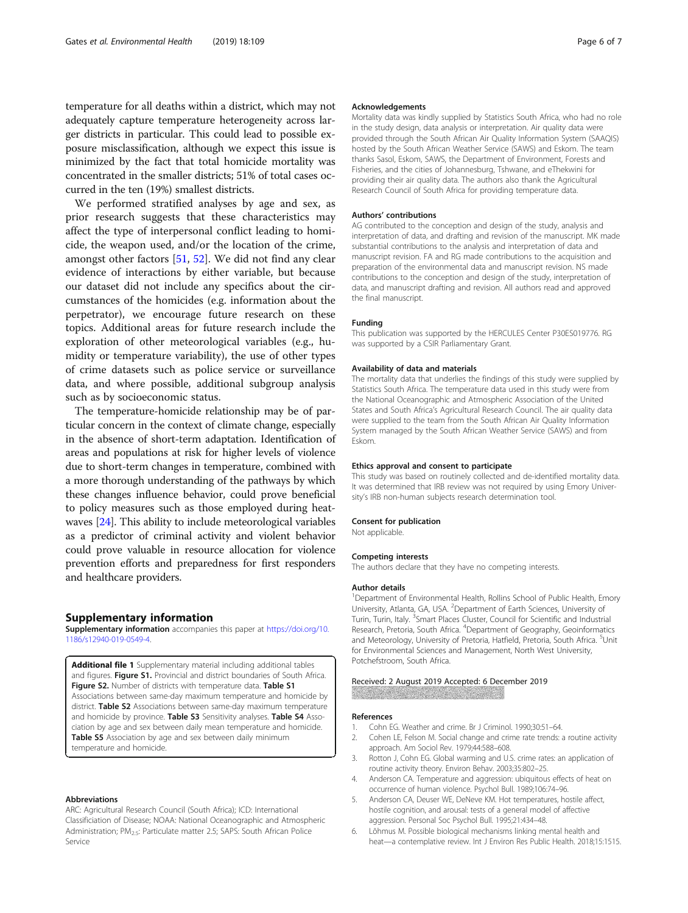temperature for all deaths within a district, which may not adequately capture temperature heterogeneity across larger districts in particular. This could lead to possible exposure misclassification, although we expect this issue is minimized by the fact that total homicide mortality was concentrated in the smaller districts; 51% of total cases occurred in the ten (19%) smallest districts.

We performed stratified analyses by age and sex, as prior research suggests that these characteristics may affect the type of interpersonal conflict leading to homicide, the weapon used, and/or the location of the crime, amongst other factors [51, 52]. We did not find any clear evidence of interactions by either variable, but because our dataset did not include any specifics about the circumstances of the homicides (e.g. information about the perpetrator), we encourage future research on these topics. Additional areas for future research include the exploration of other meteorological variables (e.g., humidity or temperature variability), the use of other types of crime datasets such as police service or surveillance data, and where possible, additional subgroup analysis such as by socioeconomic status.

The temperature-homicide relationship may be of particular concern in the context of climate change, especially in the absence of short-term adaptation. Identification of areas and populations at risk for higher levels of violence due to short-term changes in temperature, combined with a more thorough understanding of the pathways by which these changes influence behavior, could prove beneficial to policy measures such as those employed during heatwaves [24]. This ability to include meteorological variables as a predictor of criminal activity and violent behavior could prove valuable in resource allocation for violence prevention efforts and preparedness for first responders and healthcare providers.

## Supplementary information

**Supplementary information** accompanies this paper at https://doi.org/10.1186/s12940-019-0549-4.

**Additional file 1** Supplementary material including additional tables and figures. **Figure S1.** Provincial and district boundaries of South Africa. **Figure S2.** Number of districts with temperature data. **Table S1** Associations between same-day maximum temperature and homicide by district. **Table S2** Associations between same-day maximum temperature and homicide by province. **Table S3** Sensitivity analyses. **Table S4** Association by age and sex between daily mean temperature and homicide. **Table S5** Association by age and sex between daily minimum temperature and homicide.

### Abbreviations

ARC: Agricultural Research Council (South Africa); ICD: International Classificiation of Disease; NOAA: National Oceanographic and Atmospheric Administration; $PM_{2.5}$: Particulate matter 2.5; SAPS: South African Police Service

### Acknowledgements

Mortality data was kindly supplied by Statistics South Africa, who had no role in the study design, data analysis or interpretation. Air quality data were provided through the South African Air Quality Information System (SAAQIS) hosted by the South African Weather Service (SAWS) and Eskom. The team thanks Sasol, Eskom, SAWS, the Department of Environment, Forests and Fisheries, and the cities of Johannesburg, Tshwane, and eThekwini for providing their air quality data. The authors also thank the Agricultural Research Council of South Africa for providing temperature data.

### Authors' contributions

AG contributed to the conception and design of the study, analysis and interpretation of data, and drafting and revision of the manuscript. MK made substantial contributions to the analysis and interpretation of data and manuscript revision. FA and RG made contributions to the acquisition and preparation of the environmental data and manuscript revision. NS made contributions to the conception and design of the study, interpretation of data, and manuscript drafting and revision. All authors read and approved the final manuscript.

### Funding

This publication was supported by the HERCULES Center P30ES019776. RG was supported by a CSIR Parliamentary Grant.

### Availability of data and materials

The mortality data that underlies the findings of this study were supplied by Statistics South Africa. The temperature data used in this study were from the National Oceanographic and Atmospheric Association of the United States and South Africa's Agricultural Research Council. The air quality data were supplied to the team from the South African Air Quality Information System managed by the South African Weather Service (SAWS) and from Eskom.

### Ethics approval and consent to participate

This study was based on routinely collected and de-identified mortality data. It was determined that IRB review was not required by using Emory University's IRB non-human subjects research determination tool.

### Consent for publication

Not applicable.

### Competing interests

The authors declare that they have no competing interests.

### Author details

[1]Department of Environmental Health, Rollins School of Public Health, Emory University, Atlanta, GA, USA. [2]Department of Earth Sciences, University of Turin, Turin, Italy. [3]Smart Places Cluster, Council for Scientific and Industrial Research, Pretoria, South Africa. [4]Department of Geography, Geoinformatics and Meteorology, University of Pretoria, Hatfield, Pretoria, South Africa. [5]Unit for Environmental Sciences and Management, North West University, Potchefstroom, South Africa.

Received: 2 August 2019 Accepted: 6 December 2019

### References

1. Cohn EG. Weather and crime. Br J Criminol. 1990;30:51–64.
2. Cohen LE, Felson M. Social change and crime rate trends: a routine activity approach. Am Sociol Rev. 1979;44:588–608.
3. Rotton J, Cohn EG. Global warming and U.S. crime rates: an application of routine activity theory. Environ Behav. 2003;35:802–25.
4. Anderson CA. Temperature and aggression: ubiquitous effects of heat on occurrence of human violence. Psychol Bull. 1989;106:74–96.
5. Anderson CA, Deuser WE, DeNeve KM. Hot temperatures, hostile affect, hostile cognition, and arousal: tests of a general model of affective aggression. Personal Soc Psychol Bull. 1995;21:434–48.
6. Lõhmus M. Possible biological mechanisms linking mental health and heat—a contemplative review. Int J Environ Res Public Health. 2018;15:1515.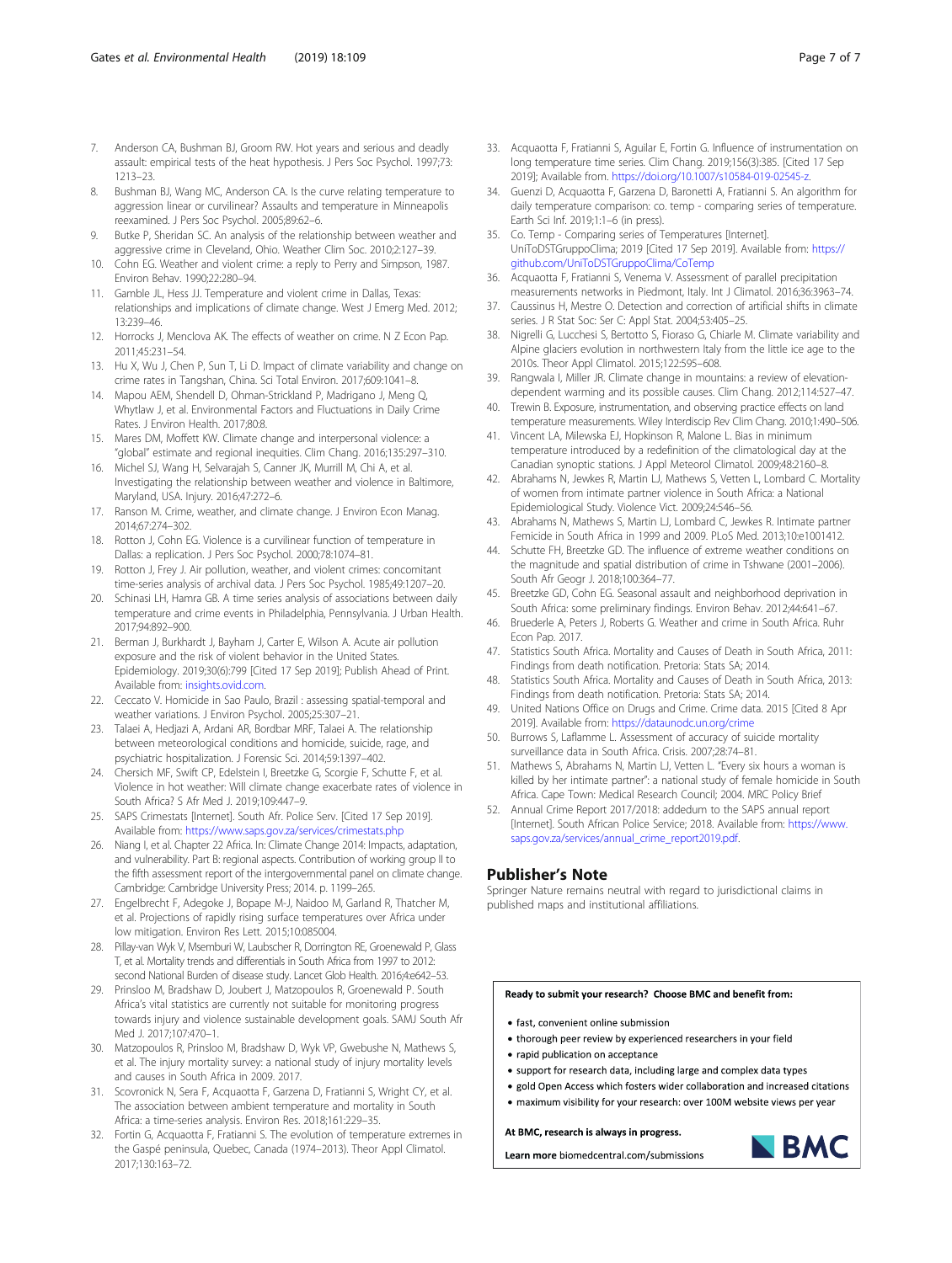7. Anderson CA, Bushman BJ, Groom RW. Hot years and serious and deadly assault: empirical tests of the heat hypothesis. J Pers Soc Psychol. 1997;73:1213–23.
8. Bushman BJ, Wang MC, Anderson CA. Is the curve relating temperature to aggression linear or curvilinear? Assaults and temperature in Minneapolis reexamined. J Pers Soc Psychol. 2005;89:62–6.
9. Butke P, Sheridan SC. An analysis of the relationship between weather and aggressive crime in Cleveland, Ohio. Weather Clim Soc. 2010;2:127–39.
10. Cohn EG. Weather and violent crime: a reply to Perry and Simpson, 1987. Environ Behav. 1990;22:280–94.
11. Gamble JL, Hess JJ. Temperature and violent crime in Dallas, Texas: relationships and implications of climate change. West J Emerg Med. 2012;13:239–46.
12. Horrocks J, Menclova AK. The effects of weather on crime. N Z Econ Pap. 2011;45:231–54.
13. Hu X, Wu J, Chen P, Sun T, Li D. Impact of climate variability and change on crime rates in Tangshan, China. Sci Total Environ. 2017;609:1041–8.
14. Mapou AEM, Shendell D, Ohman-Strickland P, Madrigano J, Meng Q, Whytlaw J, et al. Environmental Factors and Fluctuations in Daily Crime Rates. J Environ Health. 2017;80:8.
15. Mares DM, Moffett KW. Climate change and interpersonal violence: a "global" estimate and regional inequities. Clim Chang. 2016;135:297–310.
16. Michel SJ, Wang H, Selvarajah S, Canner JK, Murrill M, Chi A, et al. Investigating the relationship between weather and violence in Baltimore, Maryland, USA. Injury. 2016;47:272–6.
17. Ranson M. Crime, weather, and climate change. J Environ Econ Manag. 2014;67:274–302.
18. Rotton J, Cohn EG. Violence is a curvilinear function of temperature in Dallas: a replication. J Pers Soc Psychol. 2000;78:1074–81.
19. Rotton J, Frey J. Air pollution, weather, and violent crimes: concomitant time-series analysis of archival data. J Pers Soc Psychol. 1985;49:1207–20.
20. Schinasi LH, Hamra GB. A time series analysis of associations between daily temperature and crime events in Philadelphia, Pennsylvania. J Urban Health. 2017;94:892–900.
21. Berman J, Burkhardt J, Bayham J, Carter E, Wilson A. Acute air pollution exposure and the risk of violent behavior in the United States. Epidemiology. 2019;30(6):799 [Cited 17 Sep 2019]; Publish Ahead of Print. Available from: insights.ovid.com.
22. Ceccato V. Homicide in Sao Paulo, Brazil : assessing spatial-temporal and weather variations. J Environ Psychol. 2005;25:307–21.
23. Talaei A, Hedjazi A, Ardani AR, Bordbar MRF, Talaei A. The relationship between meteorological conditions and homicide, suicide, rage, and psychiatric hospitalization. J Forensic Sci. 2014;59:1397–402.
24. Chersich MF, Swift CP, Edelstein I, Breetzke G, Scorgie F, Schutte F, et al. Violence in hot weather: Will climate change exacerbate rates of violence in South Africa? S Afr Med J. 2019;109:447–9.
25. SAPS Crimestats [Internet]. South Afr. Police Serv. [Cited 17 Sep 2019]. Available from: https://www.saps.gov.za/services/crimestats.php
26. Niang I, et al. Chapter 22 Africa. In: Climate Change 2014: Impacts, adaptation, and vulnerability. Part B: regional aspects. Contribution of working group II to the fifth assessment report of the intergovernmental panel on climate change. Cambridge: Cambridge University Press; 2014. p. 1199–265.
27. Engelbrecht F, Adegoke J, Bopape M-J, Naidoo M, Garland R, Thatcher M, et al. Projections of rapidly rising surface temperatures over Africa under low mitigation. Environ Res Lett. 2015;10:085004.
28. Pillay-van Wyk V, Msemburi W, Laubscher R, Dorrington RE, Groenewald P, Glass T, et al. Mortality trends and differentials in South Africa from 1997 to 2012: second National Burden of disease study. Lancet Glob Health. 2016;4:e642–53.
29. Prinsloo M, Bradshaw D, Joubert J, Matzopoulos R, Groenewald P. South Africa's vital statistics are currently not suitable for monitoring progress towards injury and violence sustainable development goals. SAMJ South Afr Med J. 2017;107:470–1.
30. Matzopoulos R, Prinsloo M, Bradshaw D, Wyk VP, Gwebushe N, Mathews S, et al. The injury mortality survey: a national study of injury mortality levels and causes in South Africa in 2009. 2017.
31. Scovronick N, Sera F, Acquaotta F, Garzena D, Fratianni S, Wright CY, et al. The association between ambient temperature and mortality in South Africa: a time-series analysis. Environ Res. 2018;161:229–35.
32. Fortin G, Acquaotta F, Fratianni S. The evolution of temperature extremes in the Gaspé peninsula, Quebec, Canada (1974–2013). Theor Appl Climatol. 2017;130:163–72.
33. Acquaotta F, Fratianni S, Aguilar E, Fortin G. Influence of instrumentation on long temperature time series. Clim Chang. 2019;156(3):385. [Cited 17 Sep 2019]; Available from. https://doi.org/10.1007/s10584-019-02545-z.
34. Guenzi D, Acquaotta F, Garzena D, Baronetti A, Fratianni S. An algorithm for daily temperature comparison: co. temp - comparing series of temperature. Earth Sci Inf. 2019;1:1–6 (in press).
35. Co. Temp - Comparing series of Temperatures [Internet]. UniToDSTGruppoClima; 2019 [Cited 17 Sep 2019]. Available from: https://github.com/UniToDSTGruppoClima/CoTemp
36. Acquaotta F, Fratianni S, Venema V. Assessment of parallel precipitation measurements networks in Piedmont, Italy. Int J Climatol. 2016;36:3963–74.
37. Caussinus H, Mestre O. Detection and correction of artificial shifts in climate series. J R Stat Soc: Ser C: Appl Stat. 2004;53:405–25.
38. Nigrelli G, Lucchesi S, Bertotto S, Fioraso G, Chiarle M. Climate variability and Alpine glaciers evolution in northwestern Italy from the little ice age to the 2010s. Theor Appl Climatol. 2015;122:595–608.
39. Rangwala I, Miller JR. Climate change in mountains: a review of elevation-dependent warming and its possible causes. Clim Chang. 2012;114:527–47.
40. Trewin B. Exposure, instrumentation, and observing practice effects on land temperature measurements. Wiley Interdiscip Rev Clim Chang. 2010;1:490–506.
41. Vincent LA, Milewska EJ, Hopkinson R, Malone L. Bias in minimum temperature introduced by a redefinition of the climatological day at the Canadian synoptic stations. J Appl Meteorol Climatol. 2009;48:2160–8.
42. Abrahams N, Jewkes R, Martin LJ, Mathews S, Vetten L, Lombard C. Mortality of women from intimate partner violence in South Africa: a National Epidemiological Study. Violence Vict. 2009;24:546–56.
43. Abrahams N, Mathews S, Martin LJ, Lombard C, Jewkes R. Intimate partner Femicide in South Africa in 1999 and 2009. PLoS Med. 2013;10:e1001412.
44. Schutte FH, Breetzke GD. The influence of extreme weather conditions on the magnitude and spatial distribution of crime in Tshwane (2001–2006). South Afr Geogr J. 2018;100:364–77.
45. Breetzke GD, Cohn EG. Seasonal assault and neighborhood deprivation in South Africa: some preliminary findings. Environ Behav. 2012;44:641–67.
46. Bruederle A, Peters J, Roberts G. Weather and crime in South Africa. Ruhr Econ Pap. 2017.
47. Statistics South Africa. Mortality and Causes of Death in South Africa, 2011: Findings from death notification. Pretoria: Stats SA; 2014.
48. Statistics South Africa. Mortality and Causes of Death in South Africa, 2013: Findings from death notification. Pretoria: Stats SA; 2014.
49. United Nations Office on Drugs and Crime. Crime data. 2015 [Cited 8 Apr 2019]. Available from: https://dataunodc.un.org/crime
50. Burrows S, Laflamme L. Assessment of accuracy of suicide mortality surveillance data in South Africa. Crisis. 2007;28:74–81.
51. Mathews S, Abrahams N, Martin LJ, Vetten L. "Every six hours a woman is killed by her intimate partner": a national study of female homicide in South Africa. Cape Town: Medical Research Council; 2004. MRC Policy Brief
52. Annual Crime Report 2017/2018: addendum to the SAPS annual report [Internet]. South African Police Service; 2018. Available from: https://www.saps.gov.za/services/annual_crime_report2019.pdf.

## Publisher's Note

Springer Nature remains neutral with regard to jurisdictional claims in published maps and institutional affiliations.

**Ready to submit your research? Choose BMC and benefit from:**

- fast, convenient online submission
- thorough peer review by experienced researchers in your field
- rapid publication on acceptance
- support for research data, including large and complex data types
- gold Open Access which fosters wider collaboration and increased citations
- maximum visibility for your research: over 100M website views per year

**At BMC, research is always in progress.**

**Learn more** biomedcentral.com/submissions

BMC